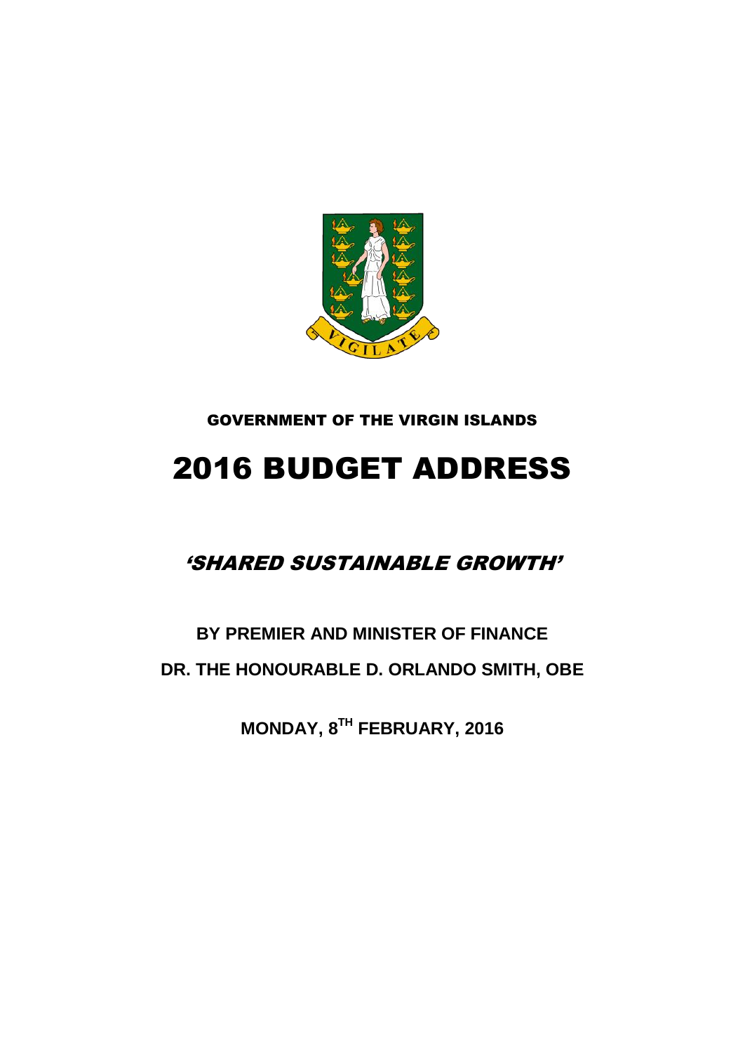GOVERNMENT OF THE VIRGIN ISLANDS

# 2016 BUDGET ADDRESS

## *'SHARED SUSTAINABLE GROWTH'*

**BY PREMIER AND MINISTER OF FINANCE**

**DR. THE HONOURABLE D. ORLANDO SMITH, OBE**

**MONDAY, 8TH FEBRUARY, 2016**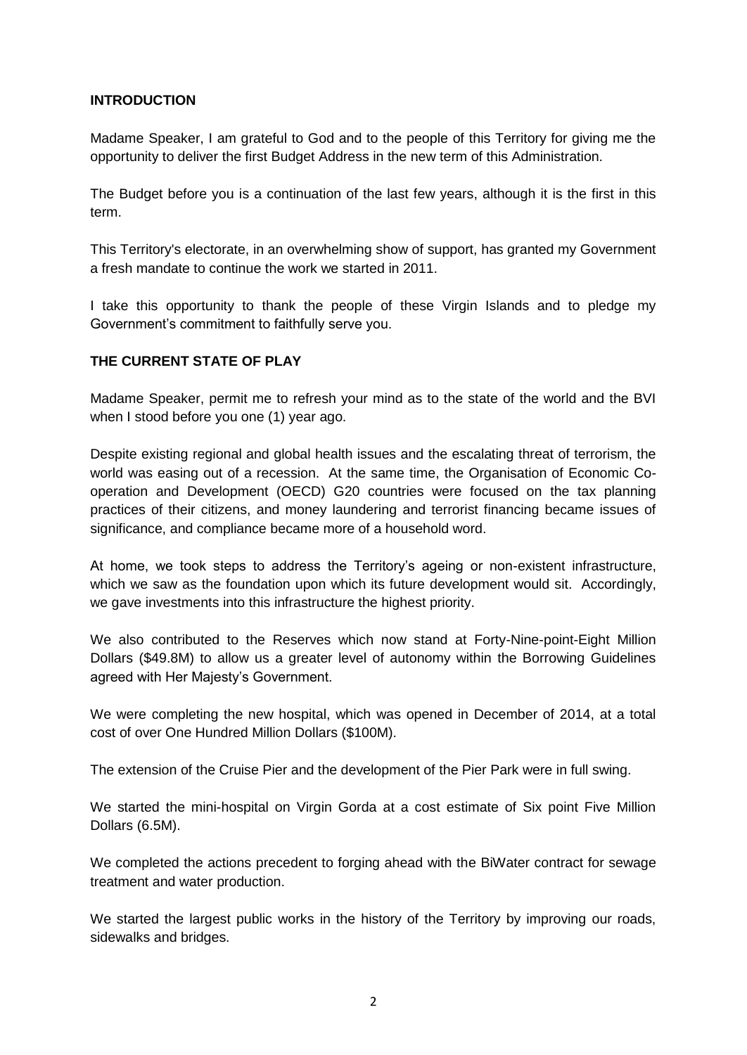## INTRODUCTION

Madame Speaker, I am grateful to God and to the people of this Territory for giving me the opportunity to deliver the first Budget Address in the new term of this Administration.

The Budget before you is a continuation of the last few years, although it is the first in this term.

This Territory's electorate, in an overwhelming show of support, has granted my Government a fresh mandate to continue the work we started in 2011.

I take this opportunity to thank the people of these Virgin Islands and to pledge my Government's commitment to faithfully serve you.

## THE CURRENT STATE OF PLAY

Madame Speaker, permit me to refresh your mind as to the state of the world and the BVI when I stood before you one (1) year ago.

Despite existing regional and global health issues and the escalating threat of terrorism, the world was easing out of a recession. At the same time, the Organisation of Economic Co-operation and Development (OECD) G20 countries were focused on the tax planning practices of their citizens, and money laundering and terrorist financing became issues of significance, and compliance became more of a household word.

At home, we took steps to address the Territory's ageing or non-existent infrastructure, which we saw as the foundation upon which its future development would sit. Accordingly, we gave investments into this infrastructure the highest priority.

We also contributed to the Reserves which now stand at Forty-Nine-point-Eight Million Dollars ($49.8M) to allow us a greater level of autonomy within the Borrowing Guidelines agreed with Her Majesty's Government.

We were completing the new hospital, which was opened in December of 2014, at a total cost of over One Hundred Million Dollars ($100M).

The extension of the Cruise Pier and the development of the Pier Park were in full swing.

We started the mini-hospital on Virgin Gorda at a cost estimate of Six point Five Million Dollars (6.5M).

We completed the actions precedent to forging ahead with the BiWater contract for sewage treatment and water production.

We started the largest public works in the history of the Territory by improving our roads, sidewalks and bridges.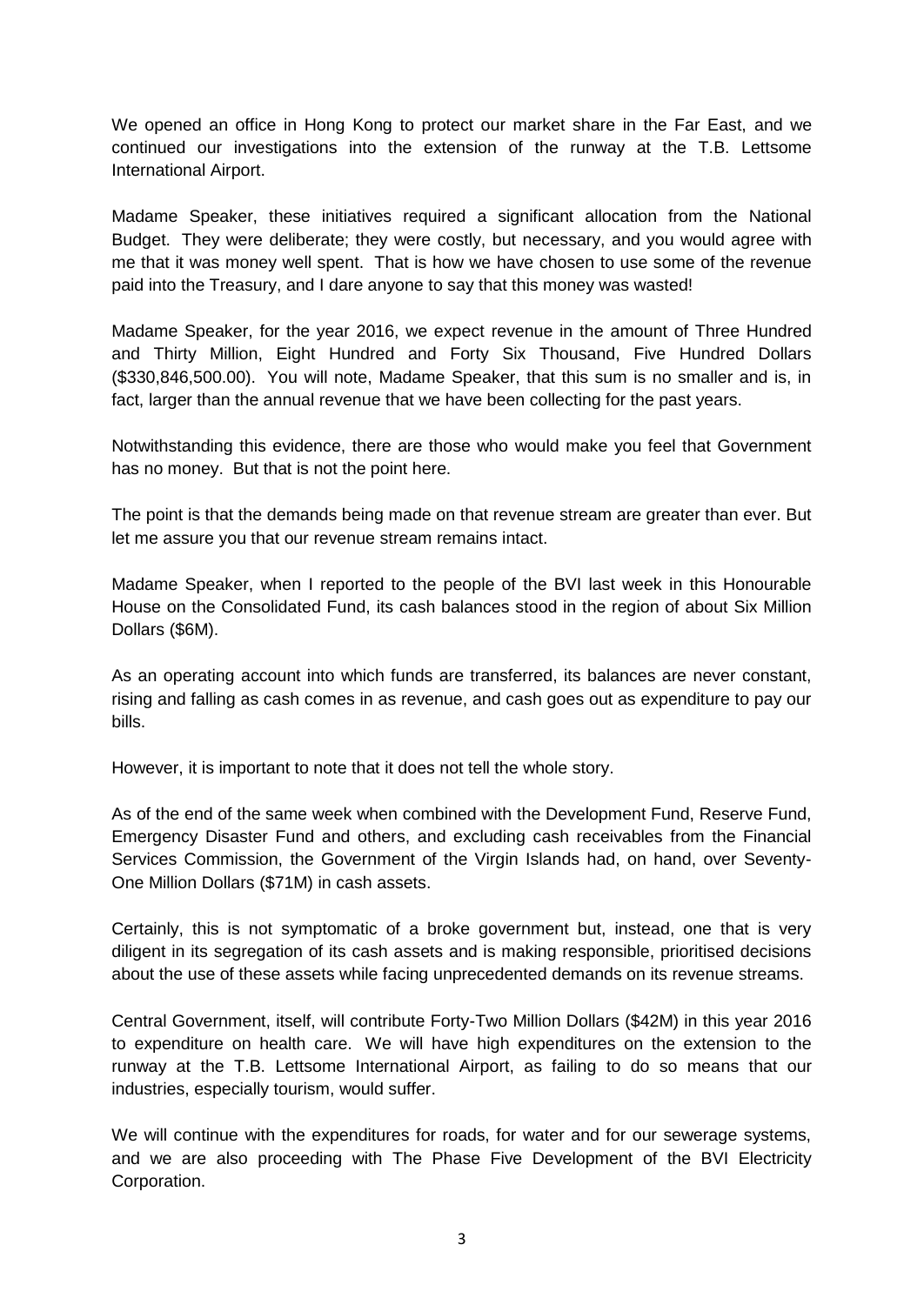We opened an office in Hong Kong to protect our market share in the Far East, and we continued our investigations into the extension of the runway at the T.B. Lettsome International Airport.

Madame Speaker, these initiatives required a significant allocation from the National Budget. They were deliberate; they were costly, but necessary, and you would agree with me that it was money well spent. That is how we have chosen to use some of the revenue paid into the Treasury, and I dare anyone to say that this money was wasted!

Madame Speaker, for the year 2016, we expect revenue in the amount of Three Hundred and Thirty Million, Eight Hundred and Forty Six Thousand, Five Hundred Dollars ($330,846,500.00). You will note, Madame Speaker, that this sum is no smaller and is, in fact, larger than the annual revenue that we have been collecting for the past years.

Notwithstanding this evidence, there are those who would make you feel that Government has no money. But that is not the point here.

The point is that the demands being made on that revenue stream are greater than ever. But let me assure you that our revenue stream remains intact.

Madame Speaker, when I reported to the people of the BVI last week in this Honourable House on the Consolidated Fund, its cash balances stood in the region of about Six Million Dollars ($6M).

As an operating account into which funds are transferred, its balances are never constant, rising and falling as cash comes in as revenue, and cash goes out as expenditure to pay our bills.

However, it is important to note that it does not tell the whole story.

As of the end of the same week when combined with the Development Fund, Reserve Fund, Emergency Disaster Fund and others, and excluding cash receivables from the Financial Services Commission, the Government of the Virgin Islands had, on hand, over Seventy-One Million Dollars ($71M) in cash assets.

Certainly, this is not symptomatic of a broke government but, instead, one that is very diligent in its segregation of its cash assets and is making responsible, prioritised decisions about the use of these assets while facing unprecedented demands on its revenue streams.

Central Government, itself, will contribute Forty-Two Million Dollars ($42M) in this year 2016 to expenditure on health care. We will have high expenditures on the extension to the runway at the T.B. Lettsome International Airport, as failing to do so means that our industries, especially tourism, would suffer.

We will continue with the expenditures for roads, for water and for our sewerage systems, and we are also proceeding with The Phase Five Development of the BVI Electricity Corporation.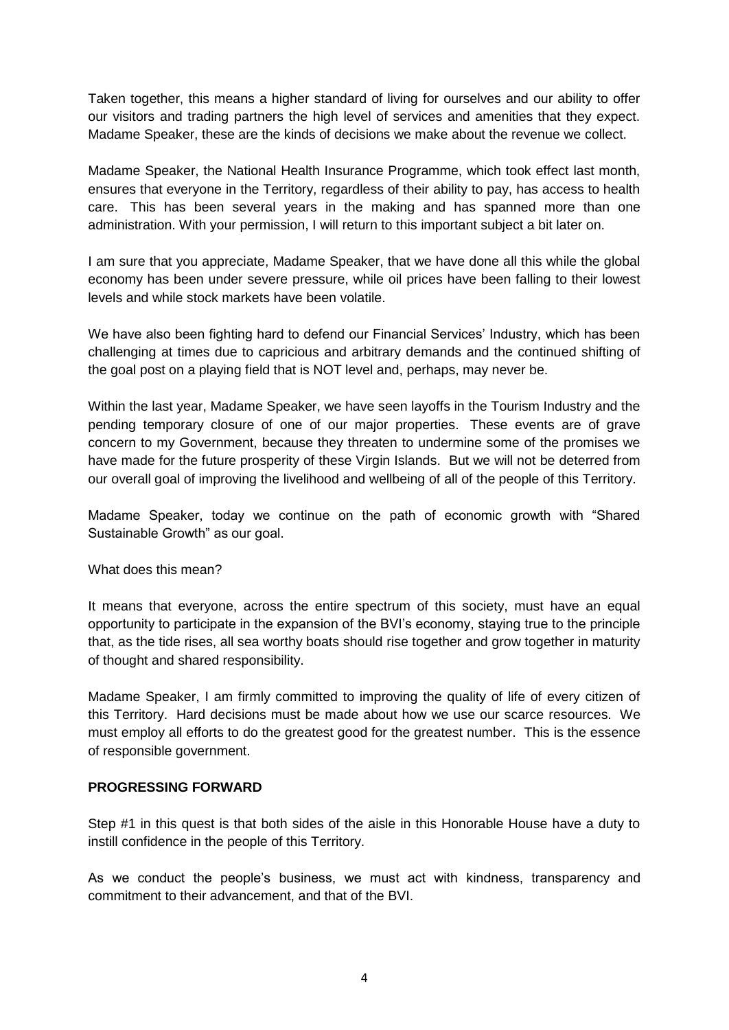Taken together, this means a higher standard of living for ourselves and our ability to offer our visitors and trading partners the high level of services and amenities that they expect. Madame Speaker, these are the kinds of decisions we make about the revenue we collect.

Madame Speaker, the National Health Insurance Programme, which took effect last month, ensures that everyone in the Territory, regardless of their ability to pay, has access to health care. This has been several years in the making and has spanned more than one administration. With your permission, I will return to this important subject a bit later on.

I am sure that you appreciate, Madame Speaker, that we have done all this while the global economy has been under severe pressure, while oil prices have been falling to their lowest levels and while stock markets have been volatile.

We have also been fighting hard to defend our Financial Services' Industry, which has been challenging at times due to capricious and arbitrary demands and the continued shifting of the goal post on a playing field that is NOT level and, perhaps, may never be.

Within the last year, Madame Speaker, we have seen layoffs in the Tourism Industry and the pending temporary closure of one of our major properties. These events are of grave concern to my Government, because they threaten to undermine some of the promises we have made for the future prosperity of these Virgin Islands. But we will not be deterred from our overall goal of improving the livelihood and wellbeing of all of the people of this Territory.

Madame Speaker, today we continue on the path of economic growth with "Shared Sustainable Growth" as our goal.

What does this mean?

It means that everyone, across the entire spectrum of this society, must have an equal opportunity to participate in the expansion of the BVI's economy, staying true to the principle that, as the tide rises, all sea worthy boats should rise together and grow together in maturity of thought and shared responsibility.

Madame Speaker, I am firmly committed to improving the quality of life of every citizen of this Territory. Hard decisions must be made about how we use our scarce resources. We must employ all efforts to do the greatest good for the greatest number. This is the essence of responsible government.

## PROGRESSING FORWARD

Step #1 in this quest is that both sides of the aisle in this Honorable House have a duty to instill confidence in the people of this Territory.

As we conduct the people's business, we must act with kindness, transparency and commitment to their advancement, and that of the BVI.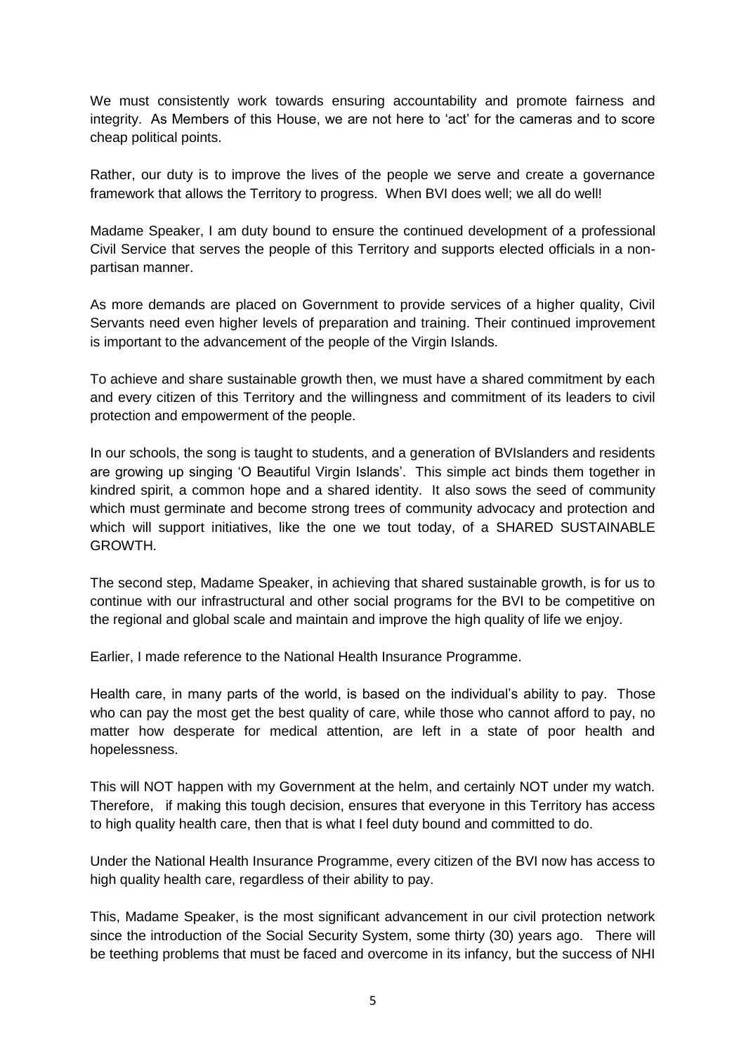We must consistently work towards ensuring accountability and promote fairness and integrity. As Members of this House, we are not here to 'act' for the cameras and to score cheap political points.

Rather, our duty is to improve the lives of the people we serve and create a governance framework that allows the Territory to progress. When BVI does well; we all do well!

Madame Speaker, I am duty bound to ensure the continued development of a professional Civil Service that serves the people of this Territory and supports elected officials in a non-partisan manner.

As more demands are placed on Government to provide services of a higher quality, Civil Servants need even higher levels of preparation and training. Their continued improvement is important to the advancement of the people of the Virgin Islands.

To achieve and share sustainable growth then, we must have a shared commitment by each and every citizen of this Territory and the willingness and commitment of its leaders to civil protection and empowerment of the people.

In our schools, the song is taught to students, and a generation of BVIslanders and residents are growing up singing 'O Beautiful Virgin Islands'. This simple act binds them together in kindred spirit, a common hope and a shared identity. It also sows the seed of community which must germinate and become strong trees of community advocacy and protection and which will support initiatives, like the one we tout today, of a SHARED SUSTAINABLE GROWTH.

The second step, Madame Speaker, in achieving that shared sustainable growth, is for us to continue with our infrastructural and other social programs for the BVI to be competitive on the regional and global scale and maintain and improve the high quality of life we enjoy.

Earlier, I made reference to the National Health Insurance Programme.

Health care, in many parts of the world, is based on the individual's ability to pay. Those who can pay the most get the best quality of care, while those who cannot afford to pay, no matter how desperate for medical attention, are left in a state of poor health and hopelessness.

This will NOT happen with my Government at the helm, and certainly NOT under my watch. Therefore, if making this tough decision, ensures that everyone in this Territory has access to high quality health care, then that is what I feel duty bound and committed to do.

Under the National Health Insurance Programme, every citizen of the BVI now has access to high quality health care, regardless of their ability to pay.

This, Madame Speaker, is the most significant advancement in our civil protection network since the introduction of the Social Security System, some thirty (30) years ago. There will be teething problems that must be faced and overcome in its infancy, but the success of NHI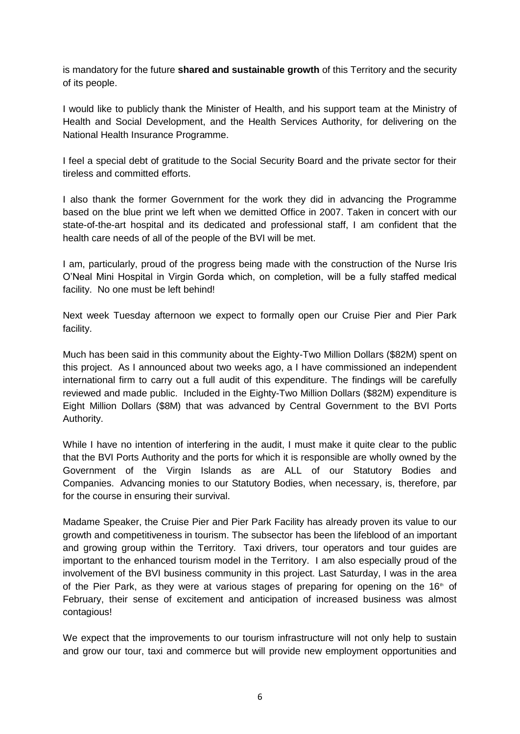is mandatory for the future **shared and sustainable growth** of this Territory and the security of its people.

I would like to publicly thank the Minister of Health, and his support team at the Ministry of Health and Social Development, and the Health Services Authority, for delivering on the National Health Insurance Programme.

I feel a special debt of gratitude to the Social Security Board and the private sector for their tireless and committed efforts.

I also thank the former Government for the work they did in advancing the Programme based on the blue print we left when we demitted Office in 2007. Taken in concert with our state-of-the-art hospital and its dedicated and professional staff, I am confident that the health care needs of all of the people of the BVI will be met.

I am, particularly, proud of the progress being made with the construction of the Nurse Iris O'Neal Mini Hospital in Virgin Gorda which, on completion, will be a fully staffed medical facility. No one must be left behind!

Next week Tuesday afternoon we expect to formally open our Cruise Pier and Pier Park facility.

Much has been said in this community about the Eighty-Two Million Dollars ($82M) spent on this project. As I announced about two weeks ago, a I have commissioned an independent international firm to carry out a full audit of this expenditure. The findings will be carefully reviewed and made public. Included in the Eighty-Two Million Dollars ($82M) expenditure is Eight Million Dollars ($8M) that was advanced by Central Government to the BVI Ports Authority.

While I have no intention of interfering in the audit, I must make it quite clear to the public that the BVI Ports Authority and the ports for which it is responsible are wholly owned by the Government of the Virgin Islands as are ALL of our Statutory Bodies and Companies. Advancing monies to our Statutory Bodies, when necessary, is, therefore, par for the course in ensuring their survival.

Madame Speaker, the Cruise Pier and Pier Park Facility has already proven its value to our growth and competitiveness in tourism. The subsector has been the lifeblood of an important and growing group within the Territory. Taxi drivers, tour operators and tour guides are important to the enhanced tourism model in the Territory. I am also especially proud of the involvement of the BVI business community in this project. Last Saturday, I was in the area of the Pier Park, as they were at various stages of preparing for opening on the 16th of February, their sense of excitement and anticipation of increased business was almost contagious!

We expect that the improvements to our tourism infrastructure will not only help to sustain and grow our tour, taxi and commerce but will provide new employment opportunities and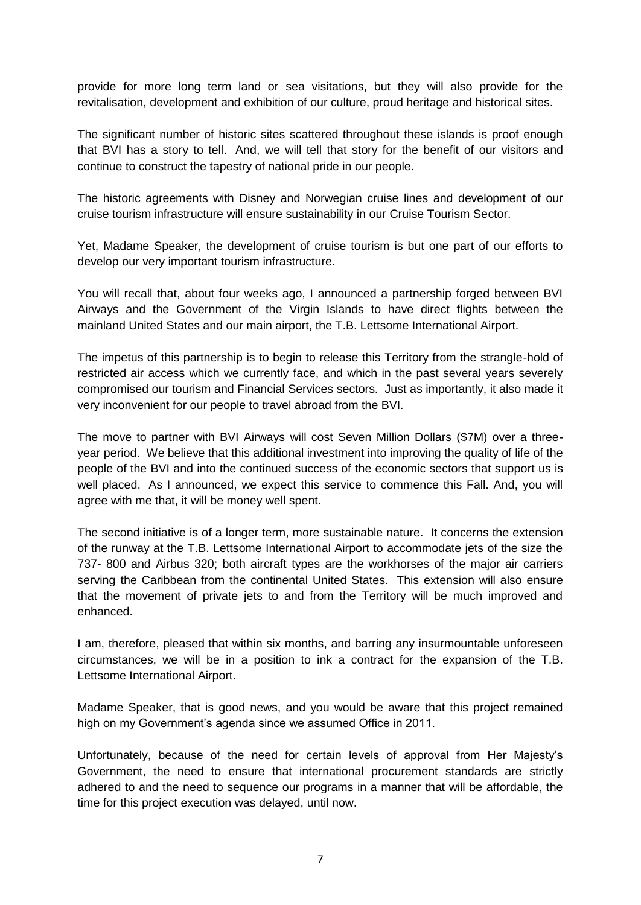provide for more long term land or sea visitations, but they will also provide for the revitalisation, development and exhibition of our culture, proud heritage and historical sites.

The significant number of historic sites scattered throughout these islands is proof enough that BVI has a story to tell. And, we will tell that story for the benefit of our visitors and continue to construct the tapestry of national pride in our people.

The historic agreements with Disney and Norwegian cruise lines and development of our cruise tourism infrastructure will ensure sustainability in our Cruise Tourism Sector.

Yet, Madame Speaker, the development of cruise tourism is but one part of our efforts to develop our very important tourism infrastructure.

You will recall that, about four weeks ago, I announced a partnership forged between BVI Airways and the Government of the Virgin Islands to have direct flights between the mainland United States and our main airport, the T.B. Lettsome International Airport.

The impetus of this partnership is to begin to release this Territory from the strangle-hold of restricted air access which we currently face, and which in the past several years severely compromised our tourism and Financial Services sectors. Just as importantly, it also made it very inconvenient for our people to travel abroad from the BVI.

The move to partner with BVI Airways will cost Seven Million Dollars ($7M) over a three-year period. We believe that this additional investment into improving the quality of life of the people of the BVI and into the continued success of the economic sectors that support us is well placed. As I announced, we expect this service to commence this Fall. And, you will agree with me that, it will be money well spent.

The second initiative is of a longer term, more sustainable nature. It concerns the extension of the runway at the T.B. Lettsome International Airport to accommodate jets of the size the 737- 800 and Airbus 320; both aircraft types are the workhorses of the major air carriers serving the Caribbean from the continental United States. This extension will also ensure that the movement of private jets to and from the Territory will be much improved and enhanced.

I am, therefore, pleased that within six months, and barring any insurmountable unforeseen circumstances, we will be in a position to ink a contract for the expansion of the T.B. Lettsome International Airport.

Madame Speaker, that is good news, and you would be aware that this project remained high on my Government's agenda since we assumed Office in 2011.

Unfortunately, because of the need for certain levels of approval from Her Majesty's Government, the need to ensure that international procurement standards are strictly adhered to and the need to sequence our programs in a manner that will be affordable, the time for this project execution was delayed, until now.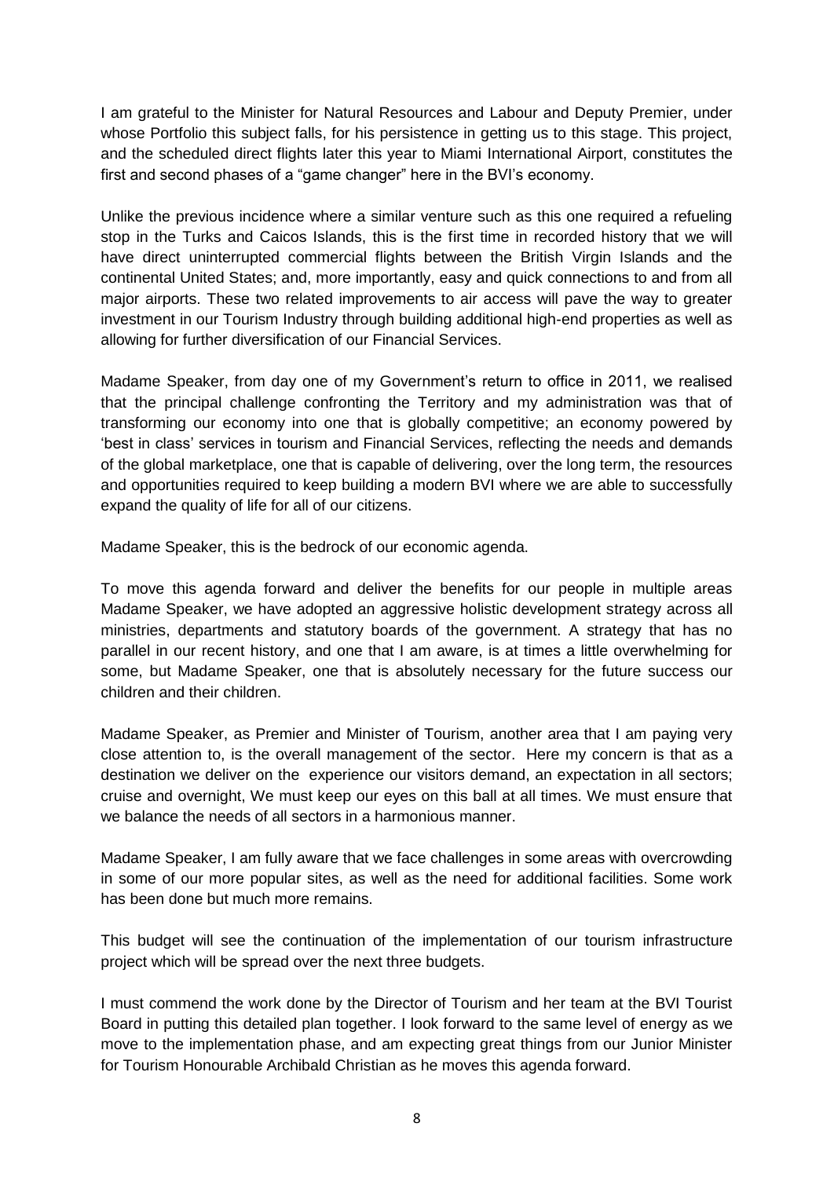I am grateful to the Minister for Natural Resources and Labour and Deputy Premier, under whose Portfolio this subject falls, for his persistence in getting us to this stage. This project, and the scheduled direct flights later this year to Miami International Airport, constitutes the first and second phases of a "game changer" here in the BVI's economy.

Unlike the previous incidence where a similar venture such as this one required a refueling stop in the Turks and Caicos Islands, this is the first time in recorded history that we will have direct uninterrupted commercial flights between the British Virgin Islands and the continental United States; and, more importantly, easy and quick connections to and from all major airports. These two related improvements to air access will pave the way to greater investment in our Tourism Industry through building additional high-end properties as well as allowing for further diversification of our Financial Services.

Madame Speaker, from day one of my Government's return to office in 2011, we realised that the principal challenge confronting the Territory and my administration was that of transforming our economy into one that is globally competitive; an economy powered by 'best in class' services in tourism and Financial Services, reflecting the needs and demands of the global marketplace, one that is capable of delivering, over the long term, the resources and opportunities required to keep building a modern BVI where we are able to successfully expand the quality of life for all of our citizens.

Madame Speaker, this is the bedrock of our economic agenda.

To move this agenda forward and deliver the benefits for our people in multiple areas Madame Speaker, we have adopted an aggressive holistic development strategy across all ministries, departments and statutory boards of the government. A strategy that has no parallel in our recent history, and one that I am aware, is at times a little overwhelming for some, but Madame Speaker, one that is absolutely necessary for the future success our children and their children.

Madame Speaker, as Premier and Minister of Tourism, another area that I am paying very close attention to, is the overall management of the sector. Here my concern is that as a destination we deliver on the experience our visitors demand, an expectation in all sectors; cruise and overnight, We must keep our eyes on this ball at all times. We must ensure that we balance the needs of all sectors in a harmonious manner.

Madame Speaker, I am fully aware that we face challenges in some areas with overcrowding in some of our more popular sites, as well as the need for additional facilities. Some work has been done but much more remains.

This budget will see the continuation of the implementation of our tourism infrastructure project which will be spread over the next three budgets.

I must commend the work done by the Director of Tourism and her team at the BVI Tourist Board in putting this detailed plan together. I look forward to the same level of energy as we move to the implementation phase, and am expecting great things from our Junior Minister for Tourism Honourable Archibald Christian as he moves this agenda forward.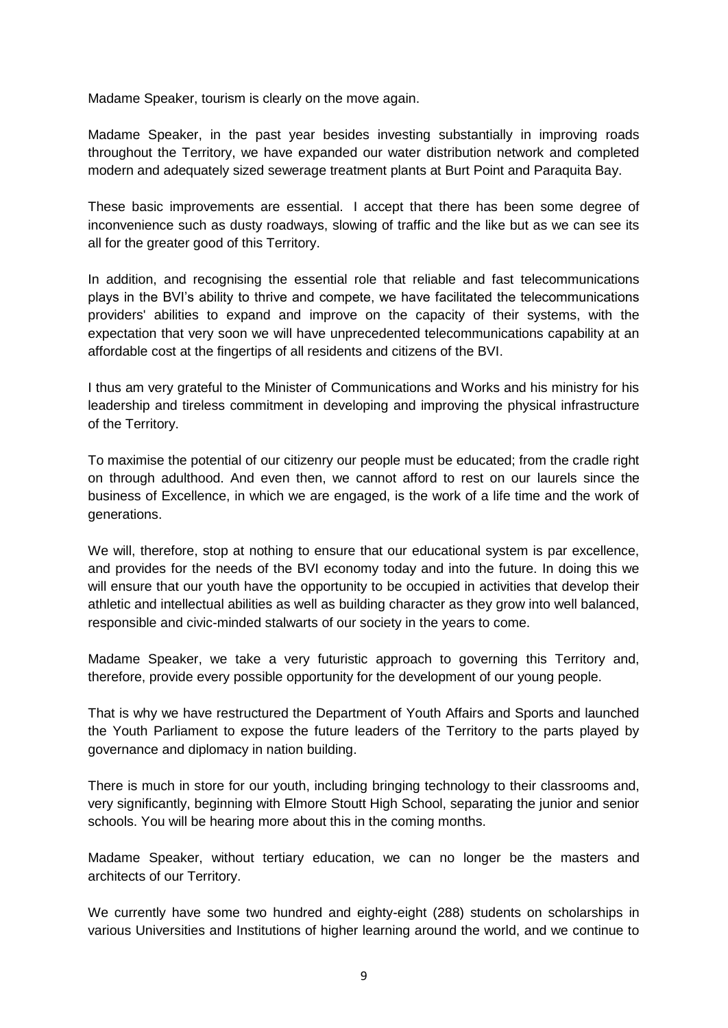Madame Speaker, tourism is clearly on the move again.

Madame Speaker, in the past year besides investing substantially in improving roads throughout the Territory, we have expanded our water distribution network and completed modern and adequately sized sewerage treatment plants at Burt Point and Paraquita Bay.

These basic improvements are essential. I accept that there has been some degree of inconvenience such as dusty roadways, slowing of traffic and the like but as we can see its all for the greater good of this Territory.

In addition, and recognising the essential role that reliable and fast telecommunications plays in the BVI's ability to thrive and compete, we have facilitated the telecommunications providers' abilities to expand and improve on the capacity of their systems, with the expectation that very soon we will have unprecedented telecommunications capability at an affordable cost at the fingertips of all residents and citizens of the BVI.

I thus am very grateful to the Minister of Communications and Works and his ministry for his leadership and tireless commitment in developing and improving the physical infrastructure of the Territory.

To maximise the potential of our citizenry our people must be educated; from the cradle right on through adulthood. And even then, we cannot afford to rest on our laurels since the business of Excellence, in which we are engaged, is the work of a life time and the work of generations.

We will, therefore, stop at nothing to ensure that our educational system is par excellence, and provides for the needs of the BVI economy today and into the future. In doing this we will ensure that our youth have the opportunity to be occupied in activities that develop their athletic and intellectual abilities as well as building character as they grow into well balanced, responsible and civic-minded stalwarts of our society in the years to come.

Madame Speaker, we take a very futuristic approach to governing this Territory and, therefore, provide every possible opportunity for the development of our young people.

That is why we have restructured the Department of Youth Affairs and Sports and launched the Youth Parliament to expose the future leaders of the Territory to the parts played by governance and diplomacy in nation building.

There is much in store for our youth, including bringing technology to their classrooms and, very significantly, beginning with Elmore Stoutt High School, separating the junior and senior schools. You will be hearing more about this in the coming months.

Madame Speaker, without tertiary education, we can no longer be the masters and architects of our Territory.

We currently have some two hundred and eighty-eight (288) students on scholarships in various Universities and Institutions of higher learning around the world, and we continue to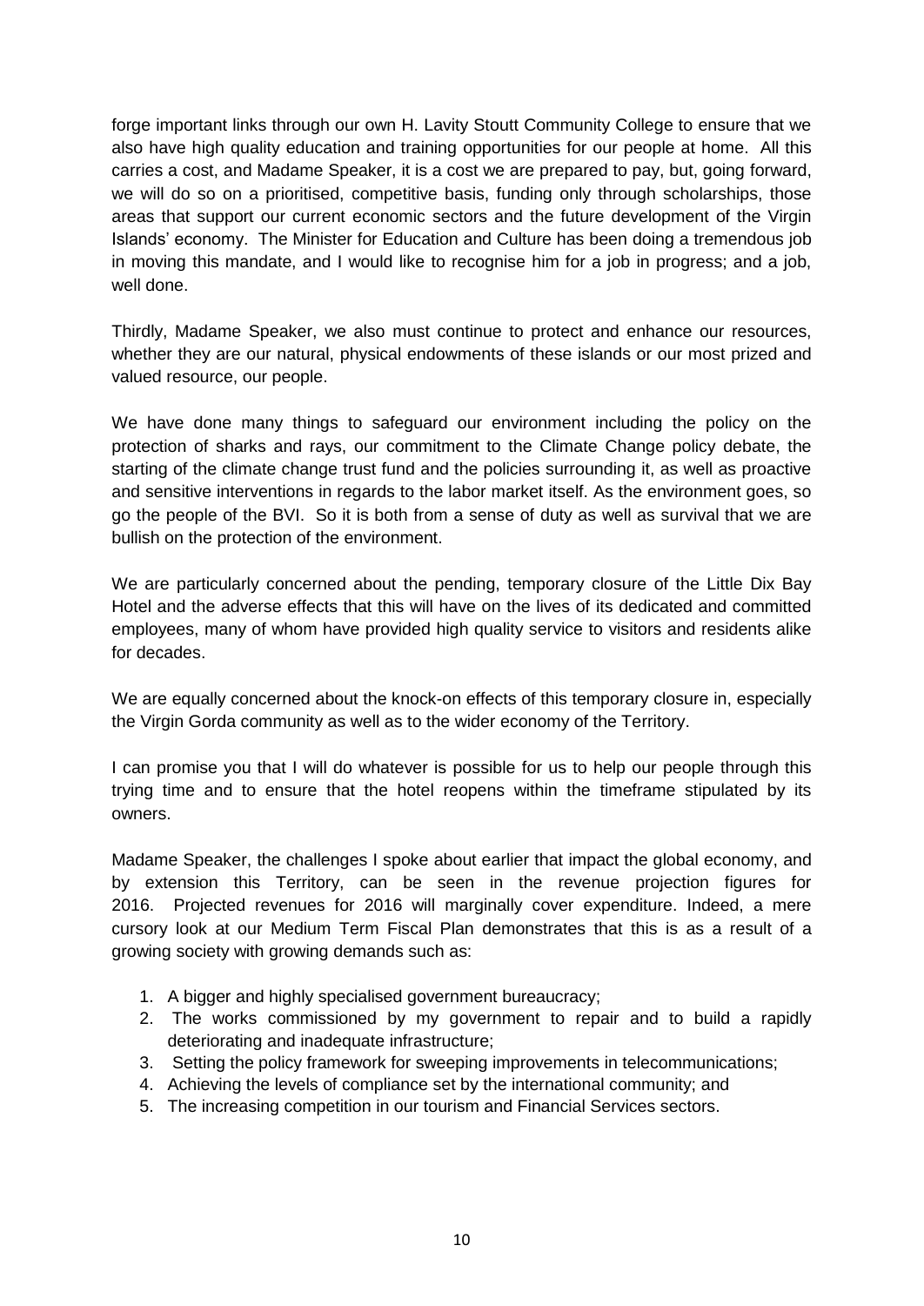forge important links through our own H. Lavity Stoutt Community College to ensure that we also have high quality education and training opportunities for our people at home. All this carries a cost, and Madame Speaker, it is a cost we are prepared to pay, but, going forward, we will do so on a prioritised, competitive basis, funding only through scholarships, those areas that support our current economic sectors and the future development of the Virgin Islands' economy. The Minister for Education and Culture has been doing a tremendous job in moving this mandate, and I would like to recognise him for a job in progress; and a job, well done.

Thirdly, Madame Speaker, we also must continue to protect and enhance our resources, whether they are our natural, physical endowments of these islands or our most prized and valued resource, our people.

We have done many things to safeguard our environment including the policy on the protection of sharks and rays, our commitment to the Climate Change policy debate, the starting of the climate change trust fund and the policies surrounding it, as well as proactive and sensitive interventions in regards to the labor market itself. As the environment goes, so go the people of the BVI. So it is both from a sense of duty as well as survival that we are bullish on the protection of the environment.

We are particularly concerned about the pending, temporary closure of the Little Dix Bay Hotel and the adverse effects that this will have on the lives of its dedicated and committed employees, many of whom have provided high quality service to visitors and residents alike for decades.

We are equally concerned about the knock-on effects of this temporary closure in, especially the Virgin Gorda community as well as to the wider economy of the Territory.

I can promise you that I will do whatever is possible for us to help our people through this trying time and to ensure that the hotel reopens within the timeframe stipulated by its owners.

Madame Speaker, the challenges I spoke about earlier that impact the global economy, and by extension this Territory, can be seen in the revenue projection figures for 2016. Projected revenues for 2016 will marginally cover expenditure. Indeed, a mere cursory look at our Medium Term Fiscal Plan demonstrates that this is as a result of a growing society with growing demands such as:

1. A bigger and highly specialised government bureaucracy;
2. The works commissioned by my government to repair and to build a rapidly deteriorating and inadequate infrastructure;
3. Setting the policy framework for sweeping improvements in telecommunications;
4. Achieving the levels of compliance set by the international community; and
5. The increasing competition in our tourism and Financial Services sectors.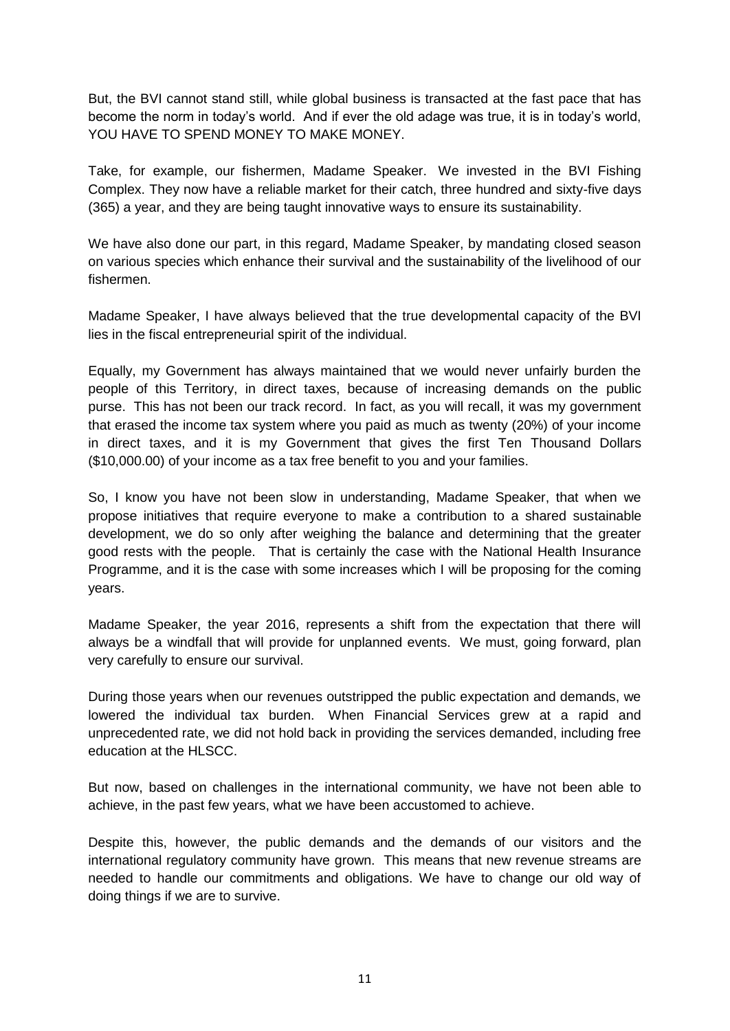But, the BVI cannot stand still, while global business is transacted at the fast pace that has become the norm in today's world. And if ever the old adage was true, it is in today's world, YOU HAVE TO SPEND MONEY TO MAKE MONEY.

Take, for example, our fishermen, Madame Speaker. We invested in the BVI Fishing Complex. They now have a reliable market for their catch, three hundred and sixty-five days (365) a year, and they are being taught innovative ways to ensure its sustainability.

We have also done our part, in this regard, Madame Speaker, by mandating closed season on various species which enhance their survival and the sustainability of the livelihood of our fishermen.

Madame Speaker, I have always believed that the true developmental capacity of the BVI lies in the fiscal entrepreneurial spirit of the individual.

Equally, my Government has always maintained that we would never unfairly burden the people of this Territory, in direct taxes, because of increasing demands on the public purse. This has not been our track record. In fact, as you will recall, it was my government that erased the income tax system where you paid as much as twenty (20%) of your income in direct taxes, and it is my Government that gives the first Ten Thousand Dollars ($10,000.00) of your income as a tax free benefit to you and your families.

So, I know you have not been slow in understanding, Madame Speaker, that when we propose initiatives that require everyone to make a contribution to a shared sustainable development, we do so only after weighing the balance and determining that the greater good rests with the people. That is certainly the case with the National Health Insurance Programme, and it is the case with some increases which I will be proposing for the coming years.

Madame Speaker, the year 2016, represents a shift from the expectation that there will always be a windfall that will provide for unplanned events. We must, going forward, plan very carefully to ensure our survival.

During those years when our revenues outstripped the public expectation and demands, we lowered the individual tax burden. When Financial Services grew at a rapid and unprecedented rate, we did not hold back in providing the services demanded, including free education at the HLSCC.

But now, based on challenges in the international community, we have not been able to achieve, in the past few years, what we have been accustomed to achieve.

Despite this, however, the public demands and the demands of our visitors and the international regulatory community have grown. This means that new revenue streams are needed to handle our commitments and obligations. We have to change our old way of doing things if we are to survive.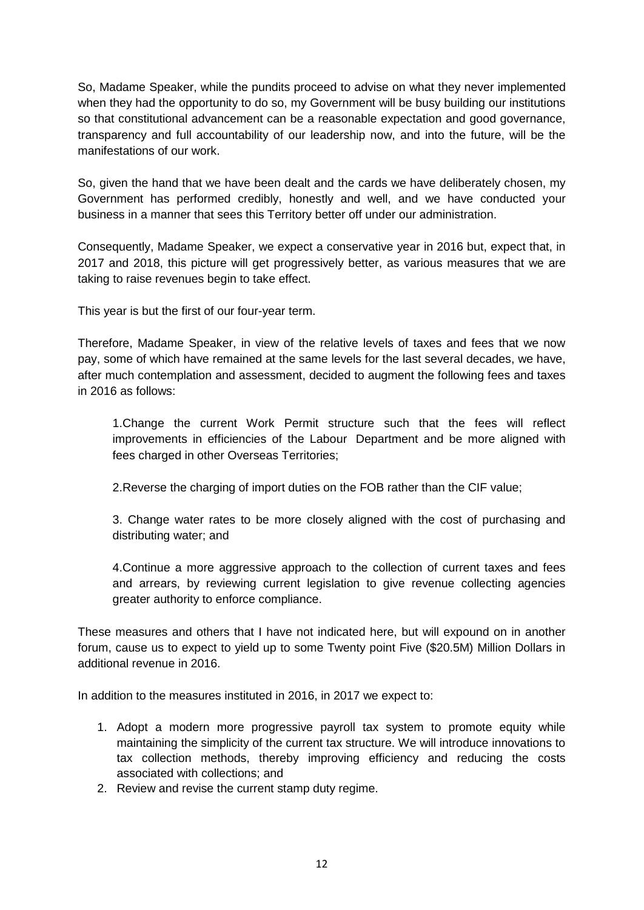So, Madame Speaker, while the pundits proceed to advise on what they never implemented when they had the opportunity to do so, my Government will be busy building our institutions so that constitutional advancement can be a reasonable expectation and good governance, transparency and full accountability of our leadership now, and into the future, will be the manifestations of our work.

So, given the hand that we have been dealt and the cards we have deliberately chosen, my Government has performed credibly, honestly and well, and we have conducted your business in a manner that sees this Territory better off under our administration.

Consequently, Madame Speaker, we expect a conservative year in 2016 but, expect that, in 2017 and 2018, this picture will get progressively better, as various measures that we are taking to raise revenues begin to take effect.

This year is but the first of our four-year term.

Therefore, Madame Speaker, in view of the relative levels of taxes and fees that we now pay, some of which have remained at the same levels for the last several decades, we have, after much contemplation and assessment, decided to augment the following fees and taxes in 2016 as follows:

1. Change the current Work Permit structure such that the fees will reflect improvements in efficiencies of the Labour Department and be more aligned with fees charged in other Overseas Territories;

2. Reverse the charging of import duties on the FOB rather than the CIF value;

3. Change water rates to be more closely aligned with the cost of purchasing and distributing water; and

4. Continue a more aggressive approach to the collection of current taxes and fees and arrears, by reviewing current legislation to give revenue collecting agencies greater authority to enforce compliance.

These measures and others that I have not indicated here, but will expound on in another forum, cause us to expect to yield up to some Twenty point Five ($20.5M) Million Dollars in additional revenue in 2016.

In addition to the measures instituted in 2016, in 2017 we expect to:

1. Adopt a modern more progressive payroll tax system to promote equity while maintaining the simplicity of the current tax structure. We will introduce innovations to tax collection methods, thereby improving efficiency and reducing the costs associated with collections; and
2. Review and revise the current stamp duty regime.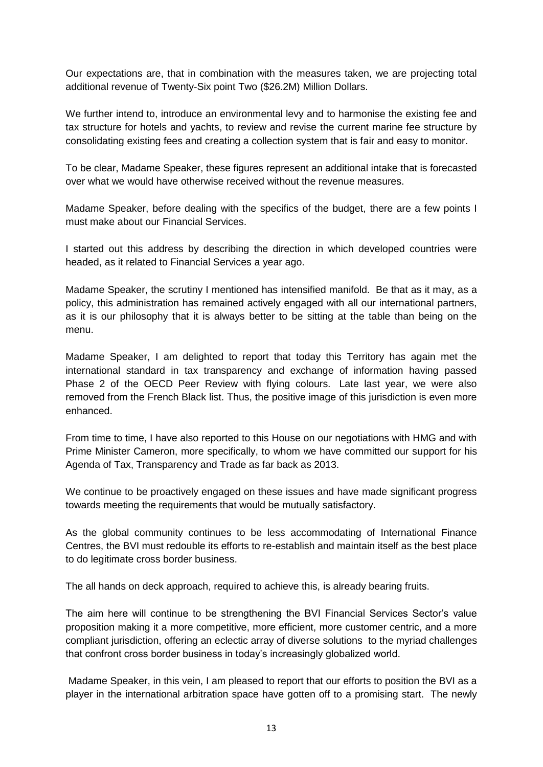Our expectations are, that in combination with the measures taken, we are projecting total additional revenue of Twenty-Six point Two ($26.2M) Million Dollars.

We further intend to, introduce an environmental levy and to harmonise the existing fee and tax structure for hotels and yachts, to review and revise the current marine fee structure by consolidating existing fees and creating a collection system that is fair and easy to monitor.

To be clear, Madame Speaker, these figures represent an additional intake that is forecasted over what we would have otherwise received without the revenue measures.

Madame Speaker, before dealing with the specifics of the budget, there are a few points I must make about our Financial Services.

I started out this address by describing the direction in which developed countries were headed, as it related to Financial Services a year ago.

Madame Speaker, the scrutiny I mentioned has intensified manifold. Be that as it may, as a policy, this administration has remained actively engaged with all our international partners, as it is our philosophy that it is always better to be sitting at the table than being on the menu.

Madame Speaker, I am delighted to report that today this Territory has again met the international standard in tax transparency and exchange of information having passed Phase 2 of the OECD Peer Review with flying colours. Late last year, we were also removed from the French Black list. Thus, the positive image of this jurisdiction is even more enhanced.

From time to time, I have also reported to this House on our negotiations with HMG and with Prime Minister Cameron, more specifically, to whom we have committed our support for his Agenda of Tax, Transparency and Trade as far back as 2013.

We continue to be proactively engaged on these issues and have made significant progress towards meeting the requirements that would be mutually satisfactory.

As the global community continues to be less accommodating of International Finance Centres, the BVI must redouble its efforts to re-establish and maintain itself as the best place to do legitimate cross border business.

The all hands on deck approach, required to achieve this, is already bearing fruits.

The aim here will continue to be strengthening the BVI Financial Services Sector's value proposition making it a more competitive, more efficient, more customer centric, and a more compliant jurisdiction, offering an eclectic array of diverse solutions to the myriad challenges that confront cross border business in today's increasingly globalized world.

Madame Speaker, in this vein, I am pleased to report that our efforts to position the BVI as a player in the international arbitration space have gotten off to a promising start. The newly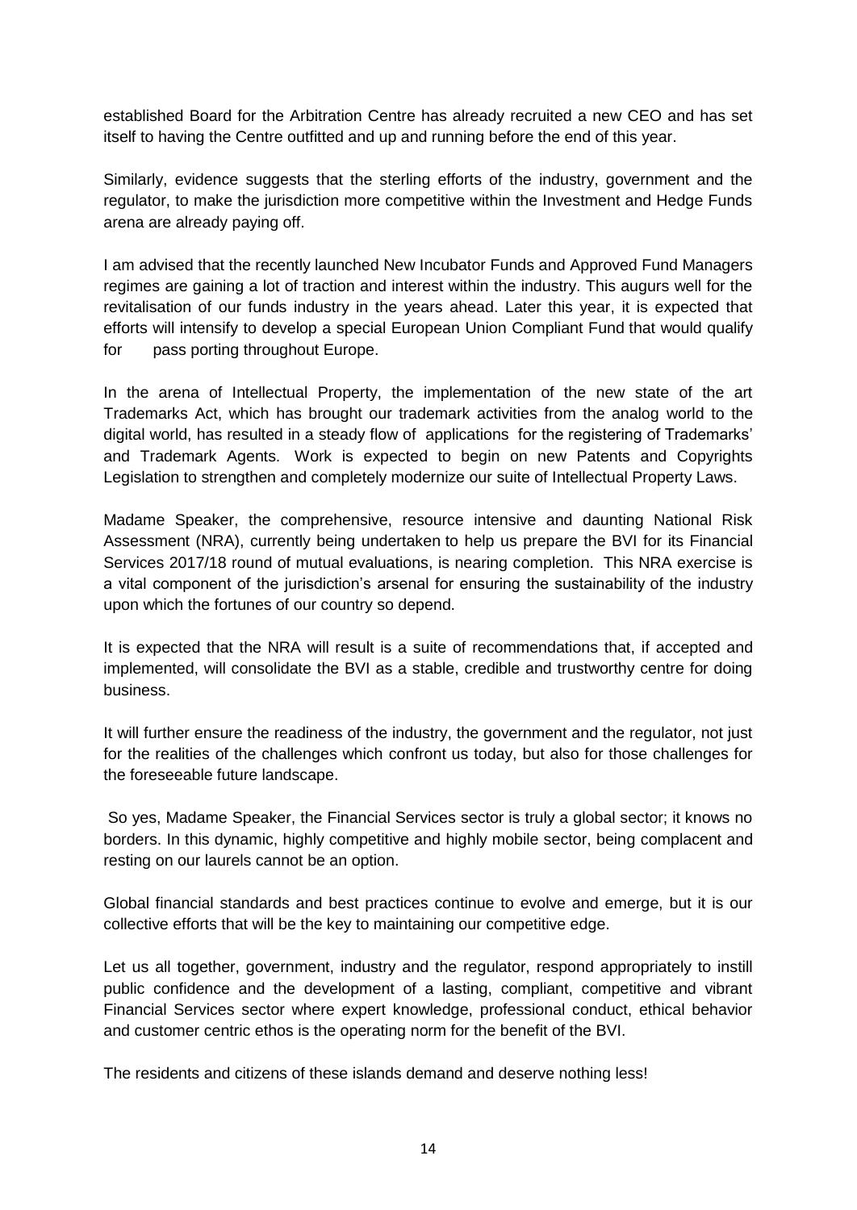established Board for the Arbitration Centre has already recruited a new CEO and has set itself to having the Centre outfitted and up and running before the end of this year.

Similarly, evidence suggests that the sterling efforts of the industry, government and the regulator, to make the jurisdiction more competitive within the Investment and Hedge Funds arena are already paying off.

I am advised that the recently launched New Incubator Funds and Approved Fund Managers regimes are gaining a lot of traction and interest within the industry. This augurs well for the revitalisation of our funds industry in the years ahead. Later this year, it is expected that efforts will intensify to develop a special European Union Compliant Fund that would qualify for pass porting throughout Europe.

In the arena of Intellectual Property, the implementation of the new state of the art Trademarks Act, which has brought our trademark activities from the analog world to the digital world, has resulted in a steady flow of applications for the registering of Trademarks' and Trademark Agents. Work is expected to begin on new Patents and Copyrights Legislation to strengthen and completely modernize our suite of Intellectual Property Laws.

Madame Speaker, the comprehensive, resource intensive and daunting National Risk Assessment (NRA), currently being undertaken to help us prepare the BVI for its Financial Services 2017/18 round of mutual evaluations, is nearing completion. This NRA exercise is a vital component of the jurisdiction's arsenal for ensuring the sustainability of the industry upon which the fortunes of our country so depend.

It is expected that the NRA will result is a suite of recommendations that, if accepted and implemented, will consolidate the BVI as a stable, credible and trustworthy centre for doing business.

It will further ensure the readiness of the industry, the government and the regulator, not just for the realities of the challenges which confront us today, but also for those challenges for the foreseeable future landscape.

So yes, Madame Speaker, the Financial Services sector is truly a global sector; it knows no borders. In this dynamic, highly competitive and highly mobile sector, being complacent and resting on our laurels cannot be an option.

Global financial standards and best practices continue to evolve and emerge, but it is our collective efforts that will be the key to maintaining our competitive edge.

Let us all together, government, industry and the regulator, respond appropriately to instill public confidence and the development of a lasting, compliant, competitive and vibrant Financial Services sector where expert knowledge, professional conduct, ethical behavior and customer centric ethos is the operating norm for the benefit of the BVI.

The residents and citizens of these islands demand and deserve nothing less!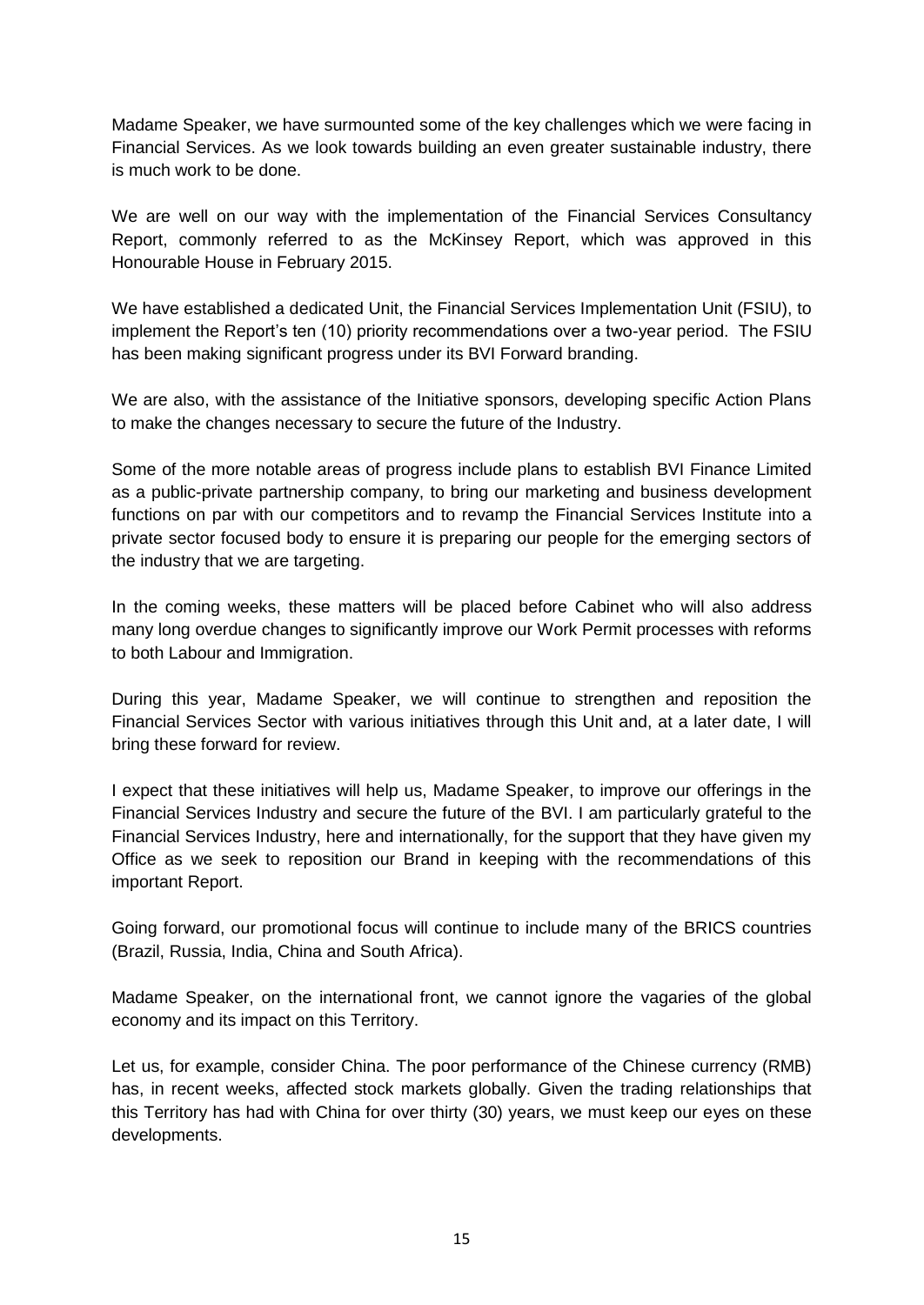Madame Speaker, we have surmounted some of the key challenges which we were facing in Financial Services. As we look towards building an even greater sustainable industry, there is much work to be done.

We are well on our way with the implementation of the Financial Services Consultancy Report, commonly referred to as the McKinsey Report, which was approved in this Honourable House in February 2015.

We have established a dedicated Unit, the Financial Services Implementation Unit (FSIU), to implement the Report's ten (10) priority recommendations over a two-year period. The FSIU has been making significant progress under its BVI Forward branding.

We are also, with the assistance of the Initiative sponsors, developing specific Action Plans to make the changes necessary to secure the future of the Industry.

Some of the more notable areas of progress include plans to establish BVI Finance Limited as a public-private partnership company, to bring our marketing and business development functions on par with our competitors and to revamp the Financial Services Institute into a private sector focused body to ensure it is preparing our people for the emerging sectors of the industry that we are targeting.

In the coming weeks, these matters will be placed before Cabinet who will also address many long overdue changes to significantly improve our Work Permit processes with reforms to both Labour and Immigration.

During this year, Madame Speaker, we will continue to strengthen and reposition the Financial Services Sector with various initiatives through this Unit and, at a later date, I will bring these forward for review.

I expect that these initiatives will help us, Madame Speaker, to improve our offerings in the Financial Services Industry and secure the future of the BVI. I am particularly grateful to the Financial Services Industry, here and internationally, for the support that they have given my Office as we seek to reposition our Brand in keeping with the recommendations of this important Report.

Going forward, our promotional focus will continue to include many of the BRICS countries (Brazil, Russia, India, China and South Africa).

Madame Speaker, on the international front, we cannot ignore the vagaries of the global economy and its impact on this Territory.

Let us, for example, consider China. The poor performance of the Chinese currency (RMB) has, in recent weeks, affected stock markets globally. Given the trading relationships that this Territory has had with China for over thirty (30) years, we must keep our eyes on these developments.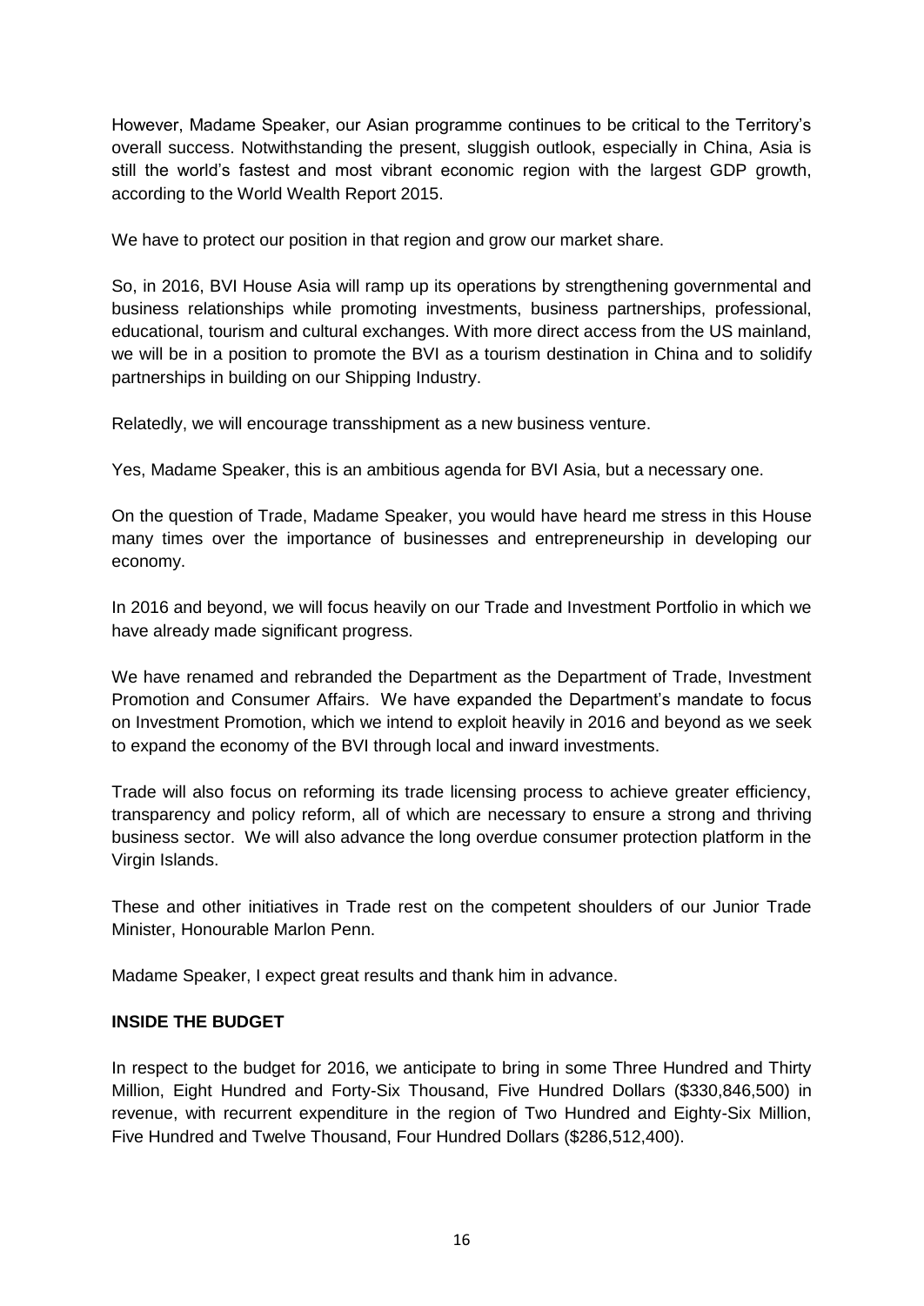However, Madame Speaker, our Asian programme continues to be critical to the Territory's overall success. Notwithstanding the present, sluggish outlook, especially in China, Asia is still the world's fastest and most vibrant economic region with the largest GDP growth, according to the World Wealth Report 2015.

We have to protect our position in that region and grow our market share.

So, in 2016, BVI House Asia will ramp up its operations by strengthening governmental and business relationships while promoting investments, business partnerships, professional, educational, tourism and cultural exchanges. With more direct access from the US mainland, we will be in a position to promote the BVI as a tourism destination in China and to solidify partnerships in building on our Shipping Industry.

Relatedly, we will encourage transshipment as a new business venture.

Yes, Madame Speaker, this is an ambitious agenda for BVI Asia, but a necessary one.

On the question of Trade, Madame Speaker, you would have heard me stress in this House many times over the importance of businesses and entrepreneurship in developing our economy.

In 2016 and beyond, we will focus heavily on our Trade and Investment Portfolio in which we have already made significant progress.

We have renamed and rebranded the Department as the Department of Trade, Investment Promotion and Consumer Affairs. We have expanded the Department's mandate to focus on Investment Promotion, which we intend to exploit heavily in 2016 and beyond as we seek to expand the economy of the BVI through local and inward investments.

Trade will also focus on reforming its trade licensing process to achieve greater efficiency, transparency and policy reform, all of which are necessary to ensure a strong and thriving business sector. We will also advance the long overdue consumer protection platform in the Virgin Islands.

These and other initiatives in Trade rest on the competent shoulders of our Junior Trade Minister, Honourable Marlon Penn.

Madame Speaker, I expect great results and thank him in advance.

**INSIDE THE BUDGET**

In respect to the budget for 2016, we anticipate to bring in some Three Hundred and Thirty Million, Eight Hundred and Forty-Six Thousand, Five Hundred Dollars ($330,846,500) in revenue, with recurrent expenditure in the region of Two Hundred and Eighty-Six Million, Five Hundred and Twelve Thousand, Four Hundred Dollars ($286,512,400).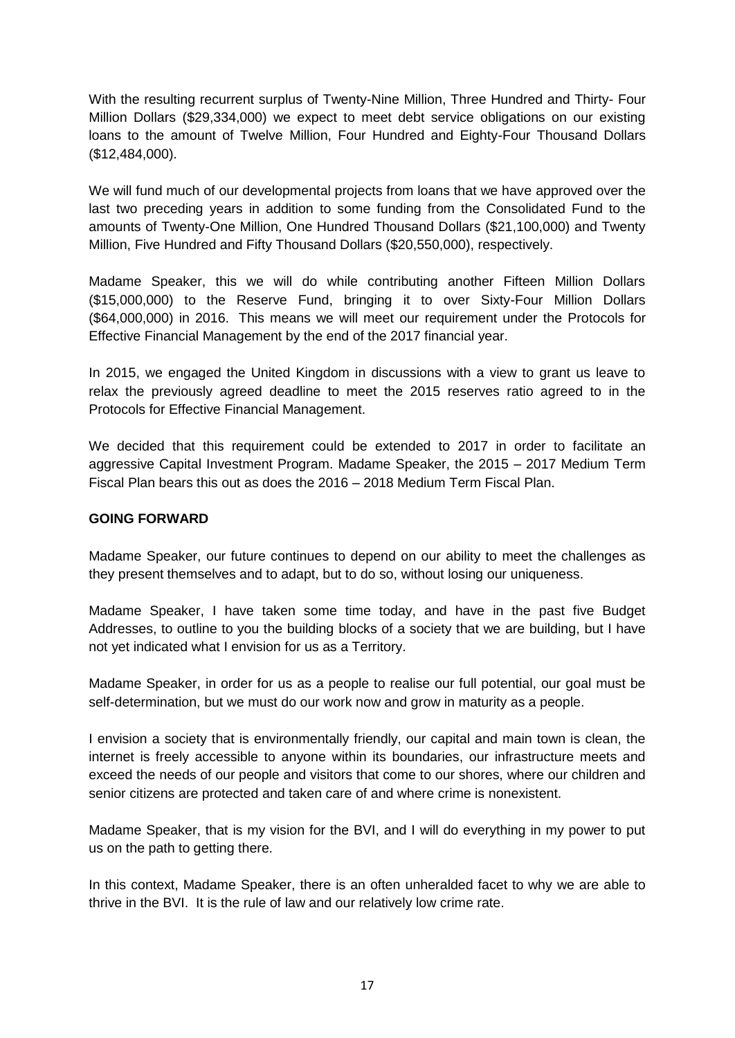With the resulting recurrent surplus of Twenty-Nine Million, Three Hundred and Thirty- Four Million Dollars ($29,334,000) we expect to meet debt service obligations on our existing loans to the amount of Twelve Million, Four Hundred and Eighty-Four Thousand Dollars ($12,484,000).

We will fund much of our developmental projects from loans that we have approved over the last two preceding years in addition to some funding from the Consolidated Fund to the amounts of Twenty-One Million, One Hundred Thousand Dollars ($21,100,000) and Twenty Million, Five Hundred and Fifty Thousand Dollars ($20,550,000), respectively.

Madame Speaker, this we will do while contributing another Fifteen Million Dollars ($15,000,000) to the Reserve Fund, bringing it to over Sixty-Four Million Dollars ($64,000,000) in 2016. This means we will meet our requirement under the Protocols for Effective Financial Management by the end of the 2017 financial year.

In 2015, we engaged the United Kingdom in discussions with a view to grant us leave to relax the previously agreed deadline to meet the 2015 reserves ratio agreed to in the Protocols for Effective Financial Management.

We decided that this requirement could be extended to 2017 in order to facilitate an aggressive Capital Investment Program. Madame Speaker, the 2015 – 2017 Medium Term Fiscal Plan bears this out as does the 2016 – 2018 Medium Term Fiscal Plan.

**GOING FORWARD**

Madame Speaker, our future continues to depend on our ability to meet the challenges as they present themselves and to adapt, but to do so, without losing our uniqueness.

Madame Speaker, I have taken some time today, and have in the past five Budget Addresses, to outline to you the building blocks of a society that we are building, but I have not yet indicated what I envision for us as a Territory.

Madame Speaker, in order for us as a people to realise our full potential, our goal must be self-determination, but we must do our work now and grow in maturity as a people.

I envision a society that is environmentally friendly, our capital and main town is clean, the internet is freely accessible to anyone within its boundaries, our infrastructure meets and exceed the needs of our people and visitors that come to our shores, where our children and senior citizens are protected and taken care of and where crime is nonexistent.

Madame Speaker, that is my vision for the BVI, and I will do everything in my power to put us on the path to getting there.

In this context, Madame Speaker, there is an often unheralded facet to why we are able to thrive in the BVI. It is the rule of law and our relatively low crime rate.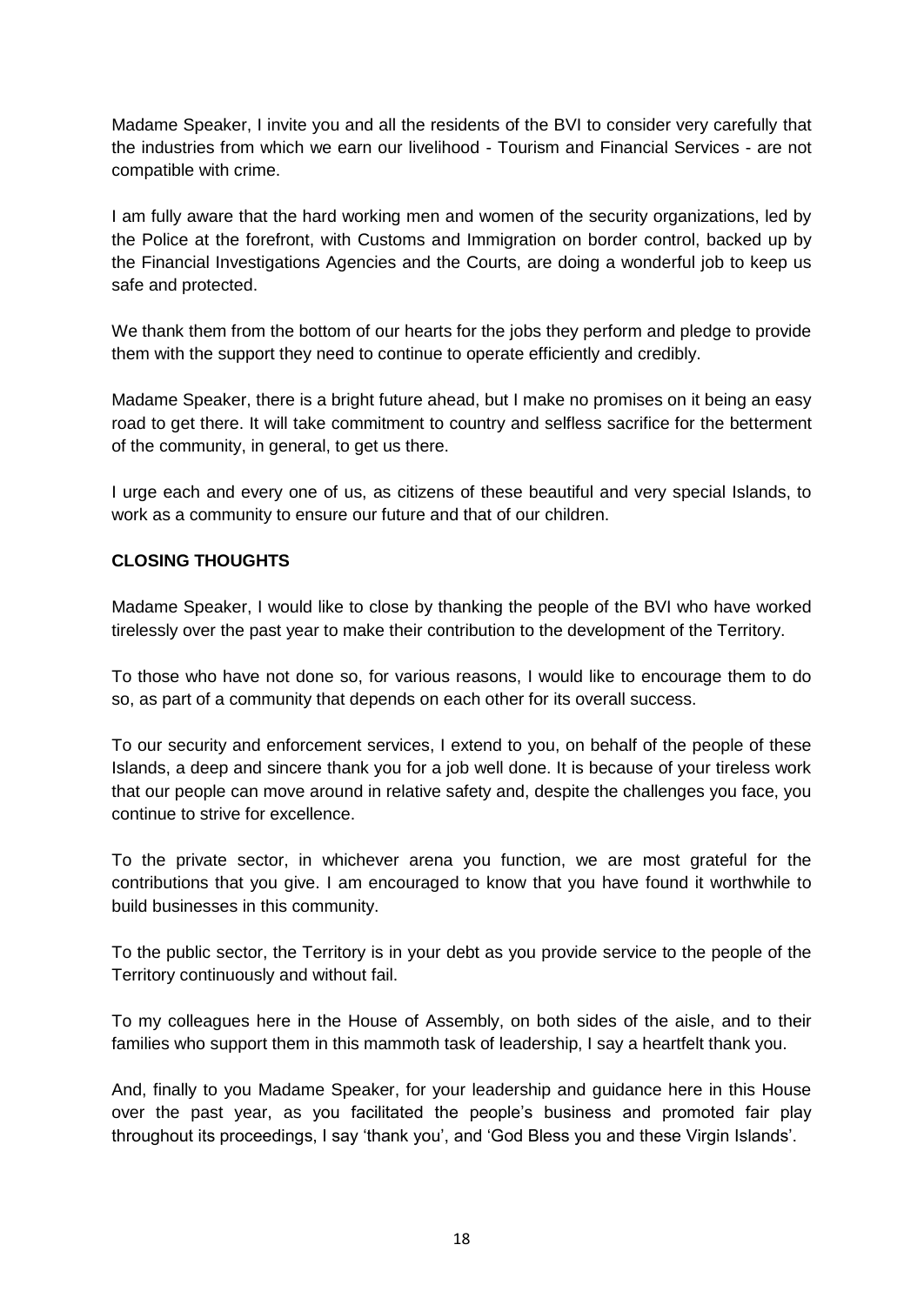Madame Speaker, I invite you and all the residents of the BVI to consider very carefully that the industries from which we earn our livelihood - Tourism and Financial Services - are not compatible with crime.

I am fully aware that the hard working men and women of the security organizations, led by the Police at the forefront, with Customs and Immigration on border control, backed up by the Financial Investigations Agencies and the Courts, are doing a wonderful job to keep us safe and protected.

We thank them from the bottom of our hearts for the jobs they perform and pledge to provide them with the support they need to continue to operate efficiently and credibly.

Madame Speaker, there is a bright future ahead, but I make no promises on it being an easy road to get there. It will take commitment to country and selfless sacrifice for the betterment of the community, in general, to get us there.

I urge each and every one of us, as citizens of these beautiful and very special Islands, to work as a community to ensure our future and that of our children.

**CLOSING THOUGHTS**

Madame Speaker, I would like to close by thanking the people of the BVI who have worked tirelessly over the past year to make their contribution to the development of the Territory.

To those who have not done so, for various reasons, I would like to encourage them to do so, as part of a community that depends on each other for its overall success.

To our security and enforcement services, I extend to you, on behalf of the people of these Islands, a deep and sincere thank you for a job well done. It is because of your tireless work that our people can move around in relative safety and, despite the challenges you face, you continue to strive for excellence.

To the private sector, in whichever arena you function, we are most grateful for the contributions that you give. I am encouraged to know that you have found it worthwhile to build businesses in this community.

To the public sector, the Territory is in your debt as you provide service to the people of the Territory continuously and without fail.

To my colleagues here in the House of Assembly, on both sides of the aisle, and to their families who support them in this mammoth task of leadership, I say a heartfelt thank you.

And, finally to you Madame Speaker, for your leadership and guidance here in this House over the past year, as you facilitated the people's business and promoted fair play throughout its proceedings, I say 'thank you', and 'God Bless you and these Virgin Islands'.